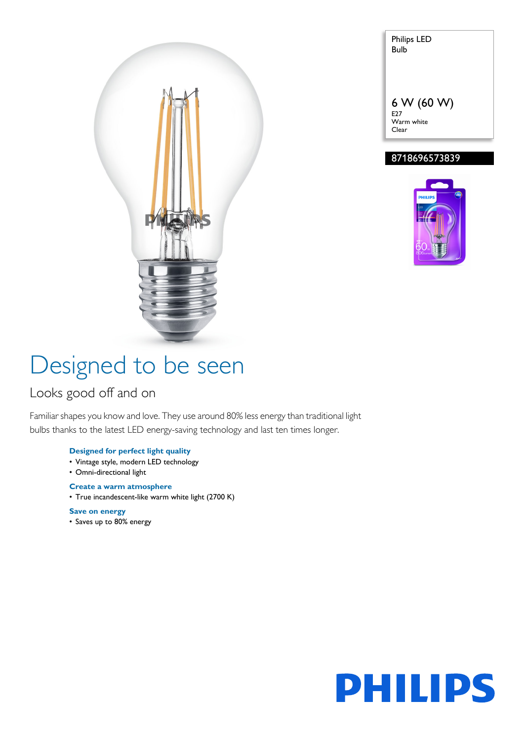Philips LED Bulb

6 W (60 W)
E27
Warm white
Clear

8718696573839

# Designed to be seen

## Looks good off and on

Familiar shapes you know and love. They use around 80% less energy than traditional light bulbs thanks to the latest LED energy-saving technology and last ten times longer.

**Designed for perfect light quality**
- Vintage style, modern LED technology
- Omni-directional light

**Create a warm atmosphere**
- True incandescent-like warm white light (2700 K)

**Save on energy**
- Saves up to 80% energy

PHILIPS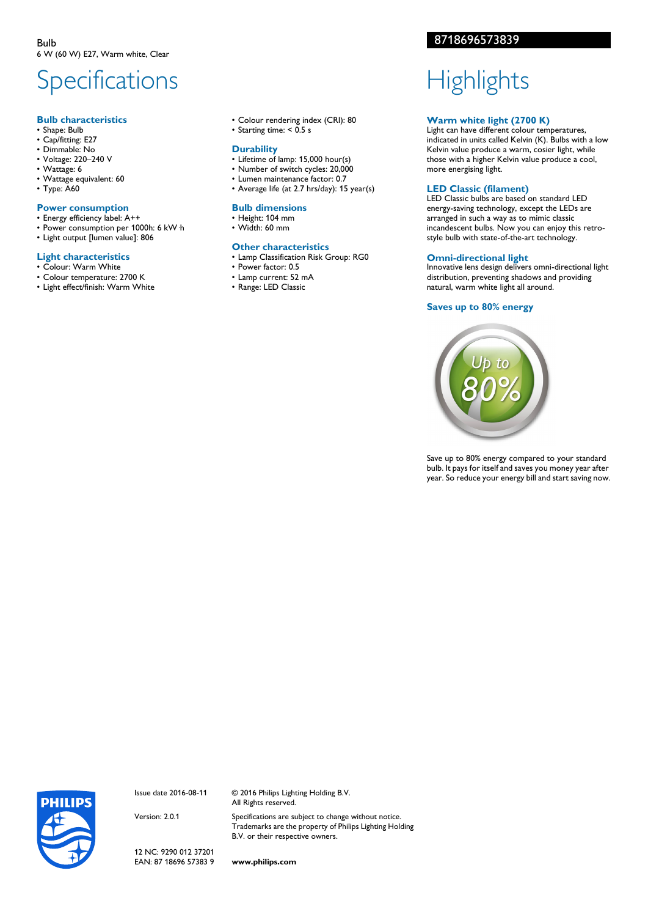Bulb
6 W (60 W) E27, Warm white, Clear

8718696573839

# Specifications

### Bulb characteristics
- Shape: Bulb
- Cap/fitting: E27
- Dimmable: No
- Voltage: 220–240 V
- Wattage: 6
- Wattage equivalent: 60
- Type: A60

### Power consumption
- Energy efficiency label: A++
- Power consumption per 1000h: 6 kW·h
- Light output [lumen value]: 806

### Light characteristics
- Colour: Warm White
- Colour temperature: 2700 K
- Light effect/finish: Warm White
- Colour rendering index (CRI): 80
- Starting time: < 0.5 s

### Durability
- Lifetime of lamp: 15,000 hour(s)
- Number of switch cycles: 20,000
- Lumen maintenance factor: 0.7
- Average life (at 2.7 hrs/day): 15 year(s)

### Bulb dimensions
- Height: 104 mm
- Width: 60 mm

### Other characteristics
- Lamp Classification Risk Group: RG0
- Power factor: 0.5
- Lamp current: 52 mA
- Range: LED Classic

# Highlights

### Warm white light (2700 K)
Light can have different colour temperatures, indicated in units called Kelvin (K). Bulbs with a low Kelvin value produce a warm, cosier light, while those with a higher Kelvin value produce a cool, more energising light.

### LED Classic (filament)
LED Classic bulbs are based on standard LED energy-saving technology, except the LEDs are arranged in such a way as to mimic classic incandescent bulbs. Now you can enjoy this retro-style bulb with state-of-the-art technology.

### Omni-directional light
Innovative lens design delivers omni-directional light distribution, preventing shadows and providing natural, warm white light all around.

### Saves up to 80% energy

Up to 80%

Save up to 80% energy compared to your standard bulb. It pays for itself and saves you money year after year. So reduce your energy bill and start saving now.

Issue date 2016-08-11

Version: 2.0.1

12 NC: 9290 012 37201
EAN: 87 18696 57383 9

© 2016 Philips Lighting Holding B.V.
All Rights reserved.

Specifications are subject to change without notice. Trademarks are the property of Philips Lighting Holding B.V. or their respective owners.

**www.philips.com**